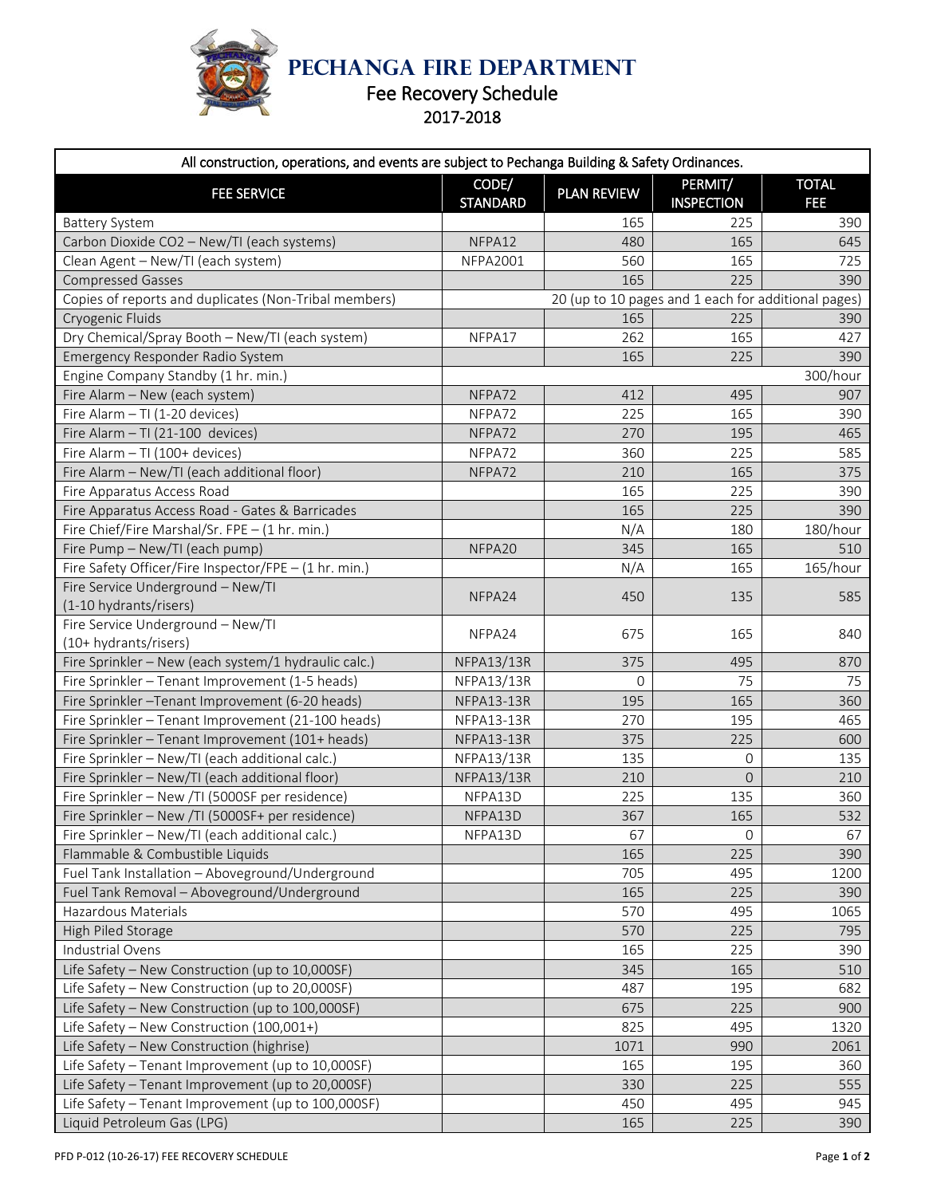# PECHANGA FIRE DEPARTMENT

## Fee Recovery Schedule

### 2017-2018

All construction, operations, and events are subject to Pechanga Building & Safety Ordinances.

| FEE SERVICE | CODE/ STANDARD | PLAN REVIEW | PERMIT/ INSPECTION | TOTAL FEE |
|---|---|---|---|---|
| Battery System | | 165 | 225 | 390 |
| Carbon Dioxide CO2 – New/TI (each systems) | NFPA12 | 480 | 165 | 645 |
| Clean Agent – New/TI (each system) | NFPA2001 | 560 | 165 | 725 |
| Compressed Gasses | | 165 | 225 | 390 |
| Copies of reports and duplicates (Non-Tribal members) | 20 (up to 10 pages and 1 each for additional pages) | | | |
| Cryogenic Fluids | | 165 | 225 | 390 |
| Dry Chemical/Spray Booth – New/TI (each system) | NFPA17 | 262 | 165 | 427 |
| Emergency Responder Radio System | | 165 | 225 | 390 |
| Engine Company Standby (1 hr. min.) | | | | 300/hour |
| Fire Alarm – New (each system) | NFPA72 | 412 | 495 | 907 |
| Fire Alarm – TI (1-20 devices) | NFPA72 | 225 | 165 | 390 |
| Fire Alarm – TI (21-100 devices) | NFPA72 | 270 | 195 | 465 |
| Fire Alarm – TI (100+ devices) | NFPA72 | 360 | 225 | 585 |
| Fire Alarm – New/TI (each additional floor) | NFPA72 | 210 | 165 | 375 |
| Fire Apparatus Access Road | | 165 | 225 | 390 |
| Fire Apparatus Access Road - Gates & Barricades | | 165 | 225 | 390 |
| Fire Chief/Fire Marshal/Sr. FPE – (1 hr. min.) | | N/A | 180 | 180/hour |
| Fire Pump – New/TI (each pump) | NFPA20 | 345 | 165 | 510 |
| Fire Safety Officer/Fire Inspector/FPE – (1 hr. min.) | | N/A | 165 | 165/hour |
| Fire Service Underground – New/TI (1-10 hydrants/risers) | NFPA24 | 450 | 135 | 585 |
| Fire Service Underground – New/TI (10+ hydrants/risers) | NFPA24 | 675 | 165 | 840 |
| Fire Sprinkler – New (each system/1 hydraulic calc.) | NFPA13/13R | 375 | 495 | 870 |
| Fire Sprinkler – Tenant Improvement (1-5 heads) | NFPA13/13R | 0 | 75 | 75 |
| Fire Sprinkler –Tenant Improvement (6-20 heads) | NFPA13-13R | 195 | 165 | 360 |
| Fire Sprinkler – Tenant Improvement (21-100 heads) | NFPA13-13R | 270 | 195 | 465 |
| Fire Sprinkler – Tenant Improvement (101+ heads) | NFPA13-13R | 375 | 225 | 600 |
| Fire Sprinkler – New/TI (each additional calc.) | NFPA13/13R | 135 | 0 | 135 |
| Fire Sprinkler – New/TI (each additional floor) | NFPA13/13R | 210 | 0 | 210 |
| Fire Sprinkler – New /TI (5000SF per residence) | NFPA13D | 225 | 135 | 360 |
| Fire Sprinkler – New /TI (5000SF+ per residence) | NFPA13D | 367 | 165 | 532 |
| Fire Sprinkler – New/TI (each additional calc.) | NFPA13D | 67 | 0 | 67 |
| Flammable & Combustible Liquids | | 165 | 225 | 390 |
| Fuel Tank Installation – Aboveground/Underground | | 705 | 495 | 1200 |
| Fuel Tank Removal – Aboveground/Underground | | 165 | 225 | 390 |
| Hazardous Materials | | 570 | 495 | 1065 |
| High Piled Storage | | 570 | 225 | 795 |
| Industrial Ovens | | 165 | 225 | 390 |
| Life Safety – New Construction (up to 10,000SF) | | 345 | 165 | 510 |
| Life Safety – New Construction (up to 20,000SF) | | 487 | 195 | 682 |
| Life Safety – New Construction (up to 100,000SF) | | 675 | 225 | 900 |
| Life Safety – New Construction (100,001+) | | 825 | 495 | 1320 |
| Life Safety – New Construction (highrise) | | 1071 | 990 | 2061 |
| Life Safety – Tenant Improvement (up to 10,000SF) | | 165 | 195 | 360 |
| Life Safety – Tenant Improvement (up to 20,000SF) | | 330 | 225 | 555 |
| Life Safety – Tenant Improvement (up to 100,000SF) | | 450 | 495 | 945 |
| Liquid Petroleum Gas (LPG) | | 165 | 225 | 390 |

PFD P-012 (10-26-17) FEE RECOVERY SCHEDULE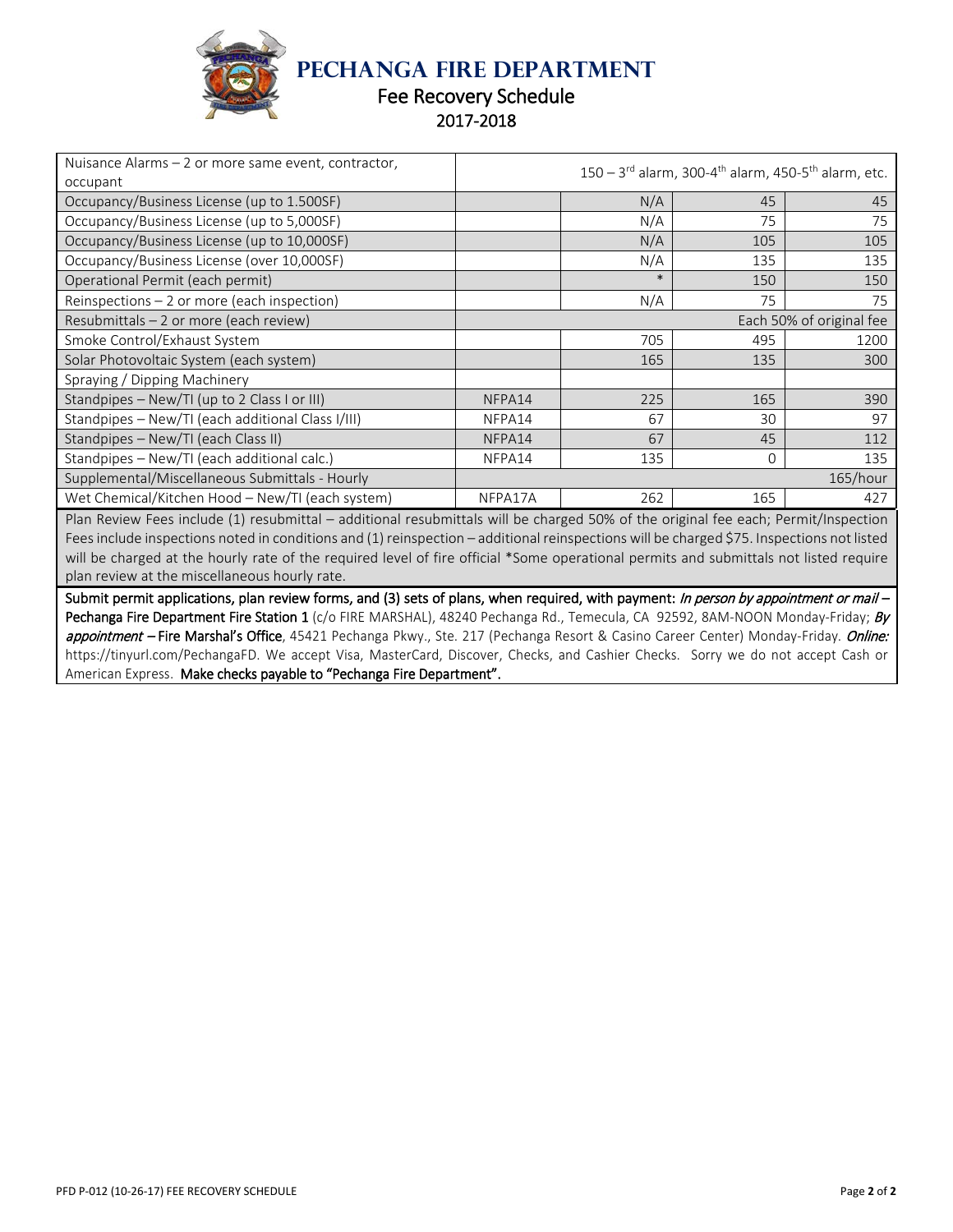# PECHANGA FIRE DEPARTMENT

## Fee Recovery Schedule

## 2017-2018

| | | | | |
|---|---|---|---|---|
| Nuisance Alarms – 2 or more same event, contractor, occupant | 150 – 3rd alarm, 300-4th alarm, 450-5th alarm, etc. | | | |
| Occupancy/Business License (up to 1.500SF) | | N/A | 45 | 45 |
| Occupancy/Business License (up to 5,000SF) | | N/A | 75 | 75 |
| Occupancy/Business License (up to 10,000SF) | | N/A | 105 | 105 |
| Occupancy/Business License (over 10,000SF) | | N/A | 135 | 135 |
| Operational Permit (each permit) | | * | 150 | 150 |
| Reinspections – 2 or more (each inspection) | | N/A | 75 | 75 |
| Resubmittals – 2 or more (each review) | Each 50% of original fee | | | |
| Smoke Control/Exhaust System | | 705 | 495 | 1200 |
| Solar Photovoltaic System (each system) | | 165 | 135 | 300 |
| Spraying / Dipping Machinery | | | | |
| Standpipes – New/TI (up to 2 Class I or III) | NFPA14 | 225 | 165 | 390 |
| Standpipes – New/TI (each additional Class I/III) | NFPA14 | 67 | 30 | 97 |
| Standpipes – New/TI (each Class II) | NFPA14 | 67 | 45 | 112 |
| Standpipes – New/TI (each additional calc.) | NFPA14 | 135 | 0 | 135 |
| Supplemental/Miscellaneous Submittals - Hourly | 165/hour | | | |
| Wet Chemical/Kitchen Hood – New/TI (each system) | NFPA17A | 262 | 165 | 427 |

Plan Review Fees include (1) resubmittal – additional resubmittals will be charged 50% of the original fee each; Permit/Inspection Fees include inspections noted in conditions and (1) reinspection – additional reinspections will be charged $75. Inspections not listed will be charged at the hourly rate of the required level of fire official *Some operational permits and submittals not listed require plan review at the miscellaneous hourly rate.

Submit permit applications, plan review forms, and (3) sets of plans, when required, with payment: *In person by appointment or mail* – **Pechanga Fire Department Fire Station 1** (c/o FIRE MARSHAL), 48240 Pechanga Rd., Temecula, CA 92592, 8AM-NOON Monday-Friday; ***By appointment*** – **Fire Marshal's Office**, 45421 Pechanga Pkwy., Ste. 217 (Pechanga Resort & Casino Career Center) Monday-Friday. *Online:* https://tinyurl.com/PechangaFD. We accept Visa, MasterCard, Discover, Checks, and Cashier Checks. Sorry we do not accept Cash or American Express. **Make checks payable to "Pechanga Fire Department".**

PFD P-012 (10-26-17) FEE RECOVERY SCHEDULE